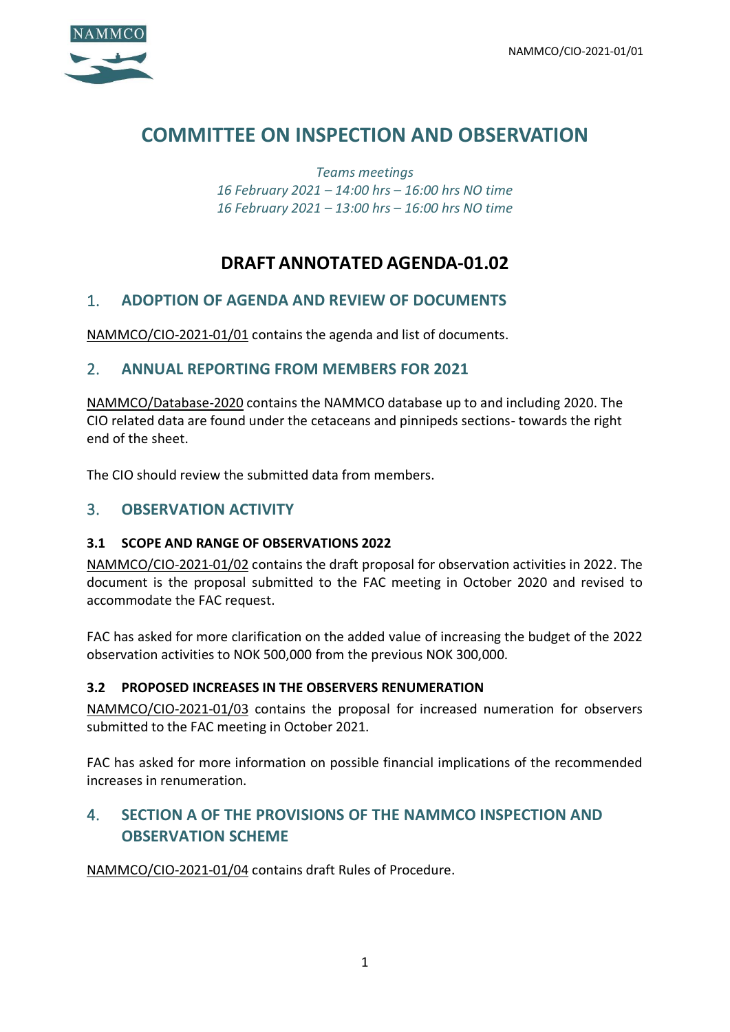# COMMITTEE ON INSPECTION AND OBSERVATION

*Teams meetings*
*16 February 2021 – 14:00 hrs – 16:00 hrs NO time*
*16 February 2021 – 13:00 hrs – 16:00 hrs NO time*

## DRAFT ANNOTATED AGENDA-01.02

### 1. ADOPTION OF AGENDA AND REVIEW OF DOCUMENTS

NAMMCO/CIO-2021-01/01 contains the agenda and list of documents.

### 2. ANNUAL REPORTING FROM MEMBERS FOR 2021

NAMMCO/Database-2020 contains the NAMMCO database up to and including 2020. The CIO related data are found under the cetaceans and pinnipeds sections- towards the right end of the sheet.

The CIO should review the submitted data from members.

### 3. OBSERVATION ACTIVITY

#### 3.1 SCOPE AND RANGE OF OBSERVATIONS 2022

NAMMCO/CIO-2021-01/02 contains the draft proposal for observation activities in 2022. The document is the proposal submitted to the FAC meeting in October 2020 and revised to accommodate the FAC request.

FAC has asked for more clarification on the added value of increasing the budget of the 2022 observation activities to NOK 500,000 from the previous NOK 300,000.

#### 3.2 PROPOSED INCREASES IN THE OBSERVERS RENUMERATION

NAMMCO/CIO-2021-01/03 contains the proposal for increased numeration for observers submitted to the FAC meeting in October 2021.

FAC has asked for more information on possible financial implications of the recommended increases in renumeration.

### 4. SECTION A OF THE PROVISIONS OF THE NAMMCO INSPECTION AND OBSERVATION SCHEME

NAMMCO/CIO-2021-01/04 contains draft Rules of Procedure.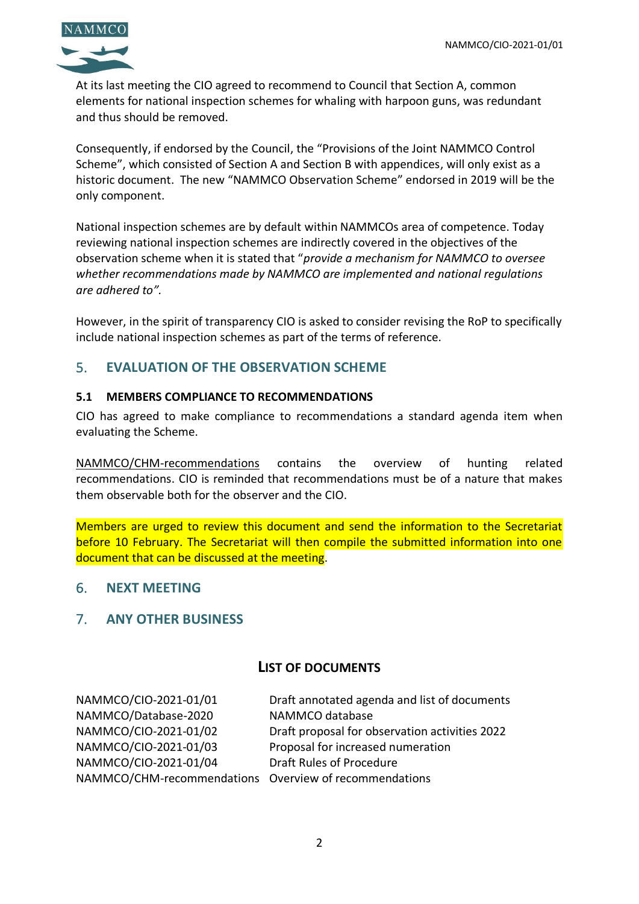At its last meeting the CIO agreed to recommend to Council that Section A, common elements for national inspection schemes for whaling with harpoon guns, was redundant and thus should be removed.

Consequently, if endorsed by the Council, the "Provisions of the Joint NAMMCO Control Scheme", which consisted of Section A and Section B with appendices, will only exist as a historic document. The new "NAMMCO Observation Scheme" endorsed in 2019 will be the only component.

National inspection schemes are by default within NAMMCOs area of competence. Today reviewing national inspection schemes are indirectly covered in the objectives of the observation scheme when it is stated that "*provide a mechanism for NAMMCO to oversee whether recommendations made by NAMMCO are implemented and national regulations are adhered to".*

However, in the spirit of transparency CIO is asked to consider revising the RoP to specifically include national inspection schemes as part of the terms of reference.

## 5. EVALUATION OF THE OBSERVATION SCHEME

### 5.1 MEMBERS COMPLIANCE TO RECOMMENDATIONS

CIO has agreed to make compliance to recommendations a standard agenda item when evaluating the Scheme.

NAMMCO/CHM-recommendations contains the overview of hunting related recommendations. CIO is reminded that recommendations must be of a nature that makes them observable both for the observer and the CIO.

Members are urged to review this document and send the information to the Secretariat before 10 February. The Secretariat will then compile the submitted information into one document that can be discussed at the meeting.

## 6. NEXT MEETING

## 7. ANY OTHER BUSINESS

## LIST OF DOCUMENTS

| | |
|---|---|
| NAMMCO/CIO-2021-01/01 | Draft annotated agenda and list of documents |
| NAMMCO/Database-2020 | NAMMCO database |
| NAMMCO/CIO-2021-01/02 | Draft proposal for observation activities 2022 |
| NAMMCO/CIO-2021-01/03 | Proposal for increased numeration |
| NAMMCO/CIO-2021-01/04 | Draft Rules of Procedure |
| NAMMCO/CHM-recommendations | Overview of recommendations |